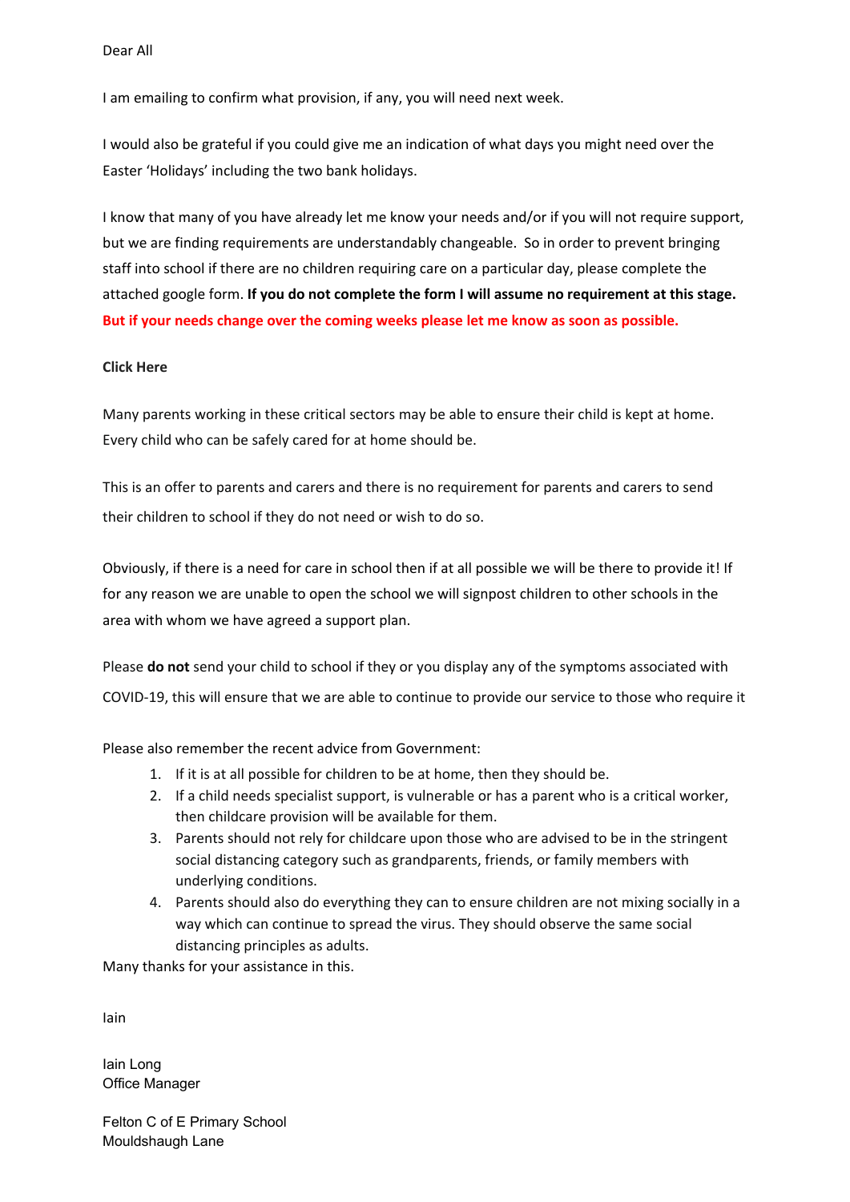Dear All

I am emailing to confirm what provision, if any, you will need next week.

I would also be grateful if you could give me an indication of what days you might need over the Easter 'Holidays' including the two bank holidays.

I know that many of you have already let me know your needs and/or if you will not require support, but we are finding requirements are understandably changeable. So in order to prevent bringing staff into school if there are no children requiring care on a particular day, please complete the attached google form. **If you do not complete the form I will assume no requirement at this stage. But if your needs change over the coming weeks please let me know as soon as possible.**

**Click Here**

Many parents working in these critical sectors may be able to ensure their child is kept at home. Every child who can be safely cared for at home should be.

This is an offer to parents and carers and there is no requirement for parents and carers to send their children to school if they do not need or wish to do so.

Obviously, if there is a need for care in school then if at all possible we will be there to provide it! If for any reason we are unable to open the school we will signpost children to other schools in the area with whom we have agreed a support plan.

Please **do not** send your child to school if they or you display any of the symptoms associated with COVID-19, this will ensure that we are able to continue to provide our service to those who require it

Please also remember the recent advice from Government:

1. If it is at all possible for children to be at home, then they should be.
2. If a child needs specialist support, is vulnerable or has a parent who is a critical worker, then childcare provision will be available for them.
3. Parents should not rely for childcare upon those who are advised to be in the stringent social distancing category such as grandparents, friends, or family members with underlying conditions.
4. Parents should also do everything they can to ensure children are not mixing socially in a way which can continue to spread the virus. They should observe the same social distancing principles as adults.

Many thanks for your assistance in this.

Iain

Iain Long
Office Manager

Felton C of E Primary School
Mouldshaugh Lane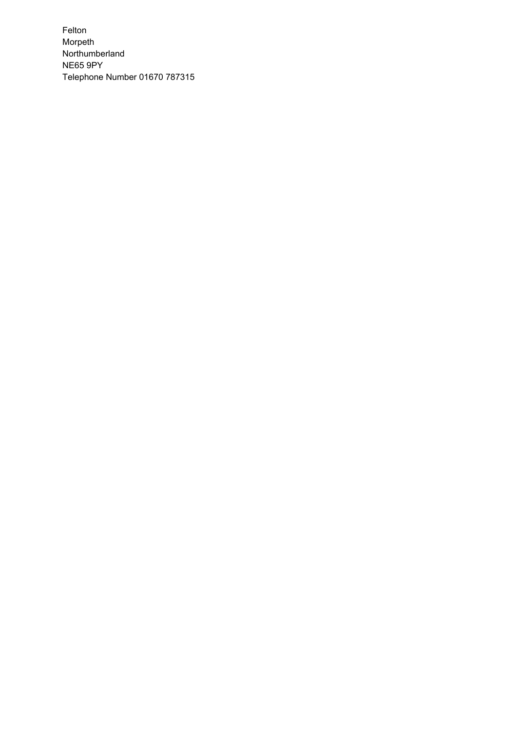Felton
Morpeth
Northumberland
NE65 9PY
Telephone Number 01670 787315